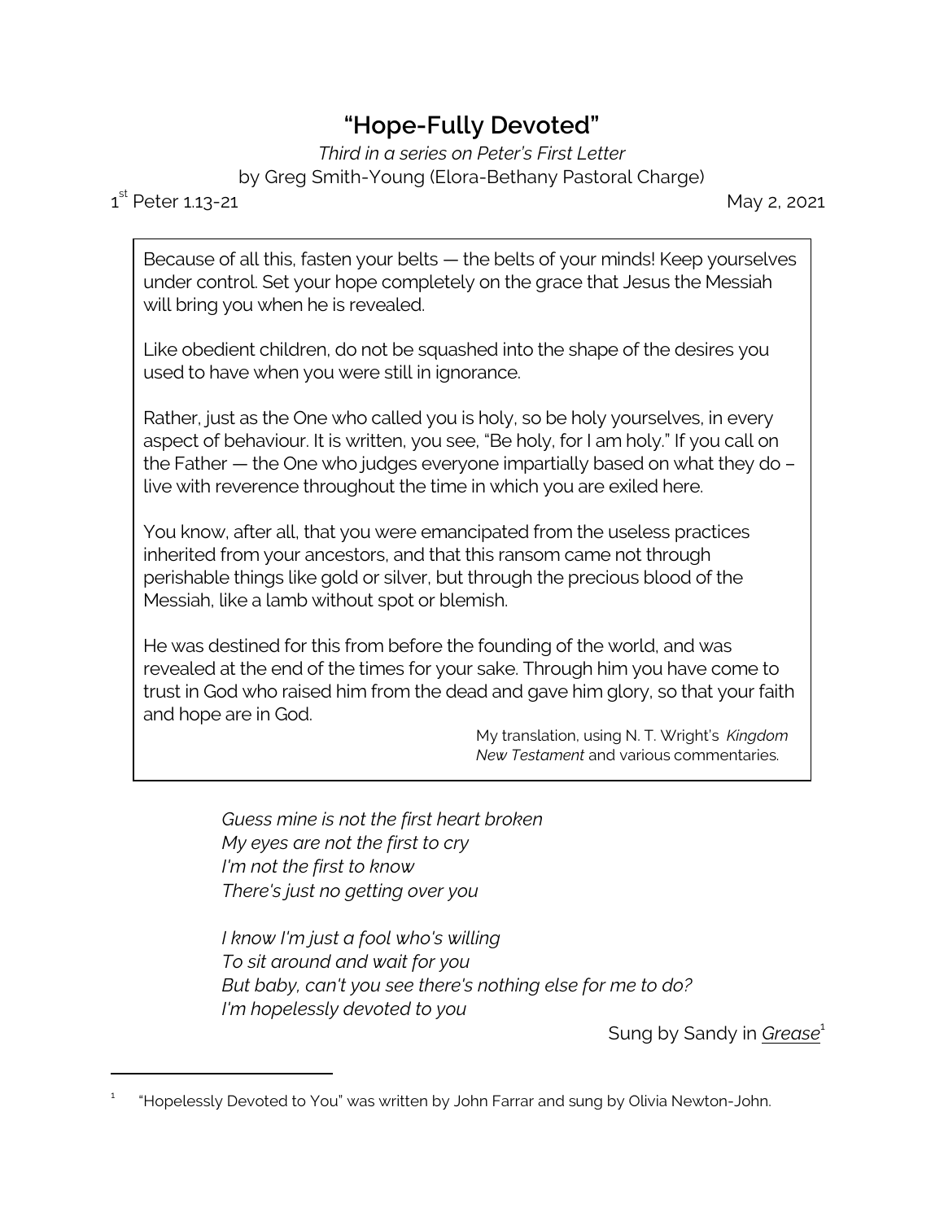# "Hope-Fully Devoted"

*Third in a series on Peter's First Letter*

by Greg Smith-Young (Elora-Bethany Pastoral Charge)

1st Peter 1.13-21 May 2, 2021

> Because of all this, fasten your belts — the belts of your minds! Keep yourselves under control. Set your hope completely on the grace that Jesus the Messiah will bring you when he is revealed.
>
> Like obedient children, do not be squashed into the shape of the desires you used to have when you were still in ignorance.
>
> Rather, just as the One who called you is holy, so be holy yourselves, in every aspect of behaviour. It is written, you see, "Be holy, for I am holy." If you call on the Father — the One who judges everyone impartially based on what they do – live with reverence throughout the time in which you are exiled here.
>
> You know, after all, that you were emancipated from the useless practices inherited from your ancestors, and that this ransom came not through perishable things like gold or silver, but through the precious blood of the Messiah, like a lamb without spot or blemish.
>
> He was destined for this from before the founding of the world, and was revealed at the end of the times for your sake. Through him you have come to trust in God who raised him from the dead and gave him glory, so that your faith and hope are in God.
>
> My translation, using N. T. Wright's *Kingdom New Testament* and various commentaries.

*Guess mine is not the first heart broken*
*My eyes are not the first to cry*
*I'm not the first to know*
*There's just no getting over you*

*I know I'm just a fool who's willing*
*To sit around and wait for you*
*But baby, can't you see there's nothing else for me to do?*
*I'm hopelessly devoted to you*

Sung by Sandy in *Grease*[1]

[1] "Hopelessly Devoted to You" was written by John Farrar and sung by Olivia Newton-John.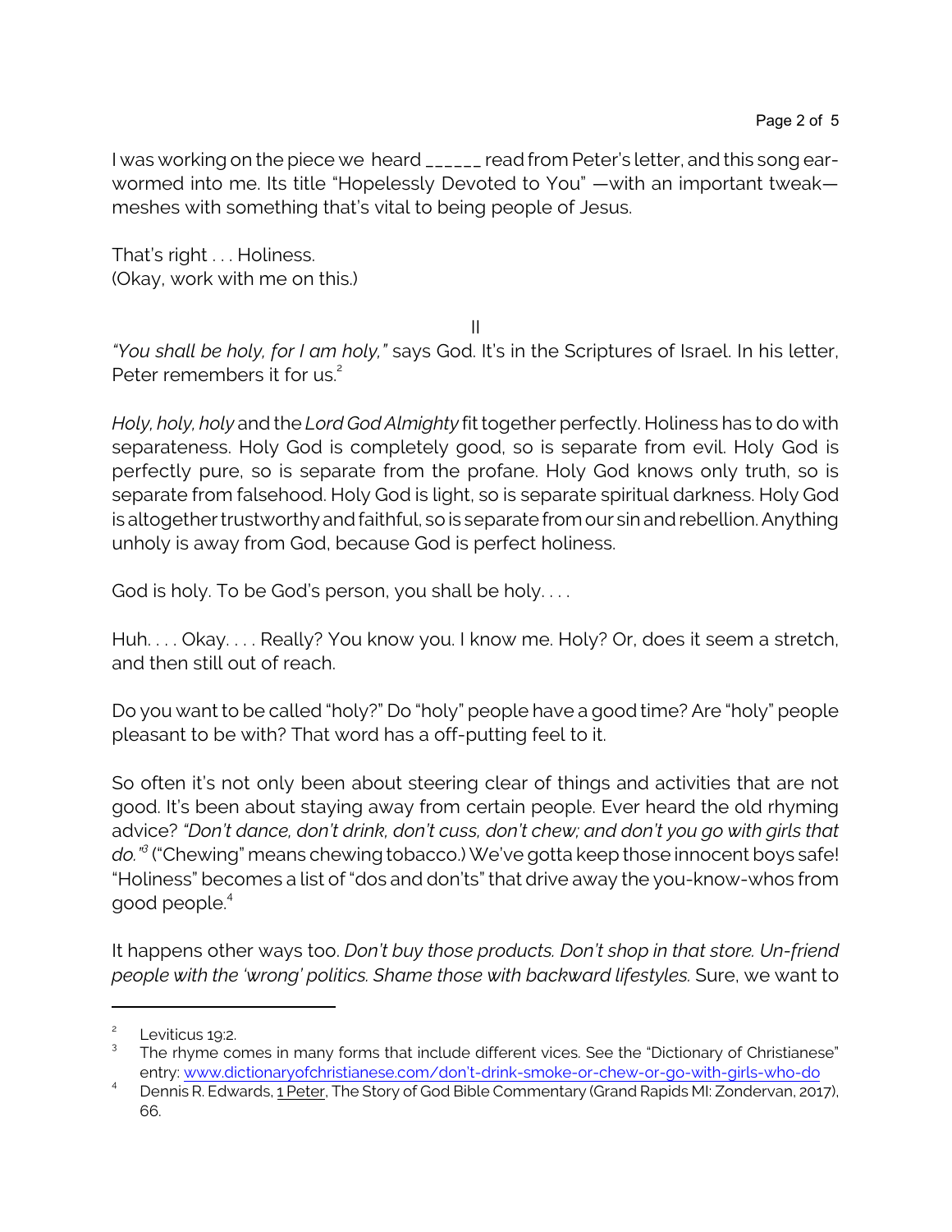I was working on the piece we heard ______ read from Peter's letter, and this song ear-wormed into me. Its title "Hopelessly Devoted to You" —with an important tweak—meshes with something that's vital to being people of Jesus.

That's right . . . Holiness.
(Okay, work with me on this.)

II

*"You shall be holy, for I am holy,"* says God. It's in the Scriptures of Israel. In his letter, Peter remembers it for us.[2]

*Holy, holy, holy* and the *Lord God Almighty* fit together perfectly. Holiness has to do with separateness. Holy God is completely good, so is separate from evil. Holy God is perfectly pure, so is separate from the profane. Holy God knows only truth, so is separate from falsehood. Holy God is light, so is separate spiritual darkness. Holy God is altogether trustworthy and faithful, so is separate from our sin and rebellion. Anything unholy is away from God, because God is perfect holiness.

God is holy. To be God's person, you shall be holy. . . .

Huh. . . . Okay. . . . Really? You know you. I know me. Holy? Or, does it seem a stretch, and then still out of reach.

Do you want to be called "holy?" Do "holy" people have a good time? Are "holy" people pleasant to be with? That word has a off-putting feel to it.

So often it's not only been about steering clear of things and activities that are not good. It's been about staying away from certain people. Ever heard the old rhyming advice? *"Don't dance, don't drink, don't cuss, don't chew; and don't you go with girls that do."*[3] ("Chewing" means chewing tobacco.) We've gotta keep those innocent boys safe! "Holiness" becomes a list of "dos and don'ts" that drive away the you-know-whos from good people.[4]

It happens other ways too. *Don't buy those products. Don't shop in that store. Un-friend people with the 'wrong' politics. Shame those with backward lifestyles.* Sure, we want to

---

[2] Leviticus 19:2.

[3] The rhyme comes in many forms that include different vices. See the "Dictionary of Christianese" entry: www.dictionaryofchristianese.com/don't-drink-smoke-or-chew-or-go-with-girls-who-do

[4] Dennis R. Edwards, 1 Peter, The Story of God Bible Commentary (Grand Rapids MI: Zondervan, 2017), 66.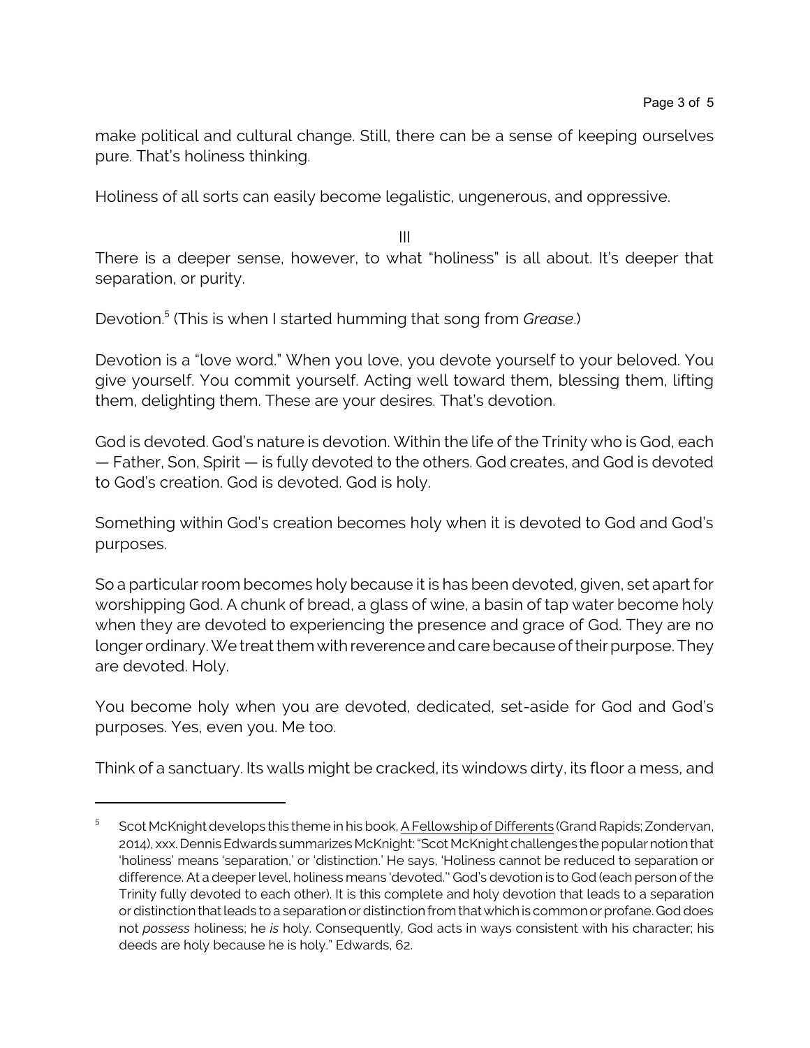make political and cultural change. Still, there can be a sense of keeping ourselves pure. That's holiness thinking.

Holiness of all sorts can easily become legalistic, ungenerous, and oppressive.

III

There is a deeper sense, however, to what "holiness" is all about. It's deeper that separation, or purity.

Devotion.[5] (This is when I started humming that song from *Grease*.)

Devotion is a "love word." When you love, you devote yourself to your beloved. You give yourself. You commit yourself. Acting well toward them, blessing them, lifting them, delighting them. These are your desires. That's devotion.

God is devoted. God's nature is devotion. Within the life of the Trinity who is God, each — Father, Son, Spirit — is fully devoted to the others. God creates, and God is devoted to God's creation. God is devoted. God is holy.

Something within God's creation becomes holy when it is devoted to God and God's purposes.

So a particular room becomes holy because it is has been devoted, given, set apart for worshipping God. A chunk of bread, a glass of wine, a basin of tap water become holy when they are devoted to experiencing the presence and grace of God. They are no longer ordinary. We treat them with reverence and care because of their purpose. They are devoted. Holy.

You become holy when you are devoted, dedicated, set-aside for God and God's purposes. Yes, even you. Me too.

Think of a sanctuary. Its walls might be cracked, its windows dirty, its floor a mess, and

---

[5] Scot McKnight develops this theme in his book, A Fellowship of Differents (Grand Rapids; Zondervan, 2014), xxx. Dennis Edwards summarizes McKnight: "Scot McKnight challenges the popular notion that 'holiness' means 'separation,' or 'distinction.' He says, 'Holiness cannot be reduced to separation or difference. At a deeper level, holiness means 'devoted.'' God's devotion is to God (each person of the Trinity fully devoted to each other). It is this complete and holy devotion that leads to a separation or distinction that leads to a separation or distinction from that which is common or profane. God does not *possess* holiness; he *is* holy. Consequently, God acts in ways consistent with his character; his deeds are holy because he is holy." Edwards, 62.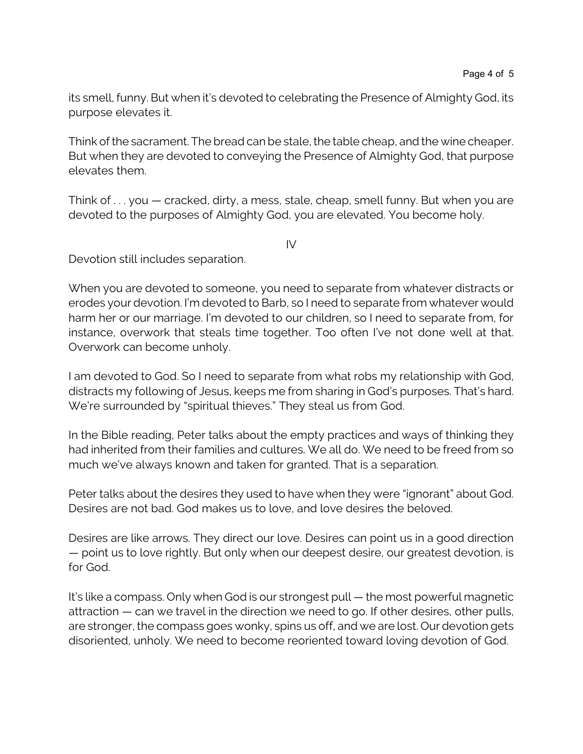its smell, funny. But when it's devoted to celebrating the Presence of Almighty God, its purpose elevates it.

Think of the sacrament. The bread can be stale, the table cheap, and the wine cheaper. But when they are devoted to conveying the Presence of Almighty God, that purpose elevates them.

Think of . . . you — cracked, dirty, a mess, stale, cheap, smell funny. But when you are devoted to the purposes of Almighty God, you are elevated. You become holy.

IV

Devotion still includes separation.

When you are devoted to someone, you need to separate from whatever distracts or erodes your devotion. I'm devoted to Barb, so I need to separate from whatever would harm her or our marriage. I'm devoted to our children, so I need to separate from, for instance, overwork that steals time together. Too often I've not done well at that. Overwork can become unholy.

I am devoted to God. So I need to separate from what robs my relationship with God, distracts my following of Jesus, keeps me from sharing in God's purposes. That's hard. We're surrounded by "spiritual thieves." They steal us from God.

In the Bible reading, Peter talks about the empty practices and ways of thinking they had inherited from their families and cultures. We all do. We need to be freed from so much we've always known and taken for granted. That is a separation.

Peter talks about the desires they used to have when they were "ignorant" about God. Desires are not bad. God makes us to love, and love desires the beloved.

Desires are like arrows. They direct our love. Desires can point us in a good direction — point us to love rightly. But only when our deepest desire, our greatest devotion, is for God.

It's like a compass. Only when God is our strongest pull — the most powerful magnetic attraction — can we travel in the direction we need to go. If other desires, other pulls, are stronger, the compass goes wonky, spins us off, and we are lost. Our devotion gets disoriented, unholy. We need to become reoriented toward loving devotion of God.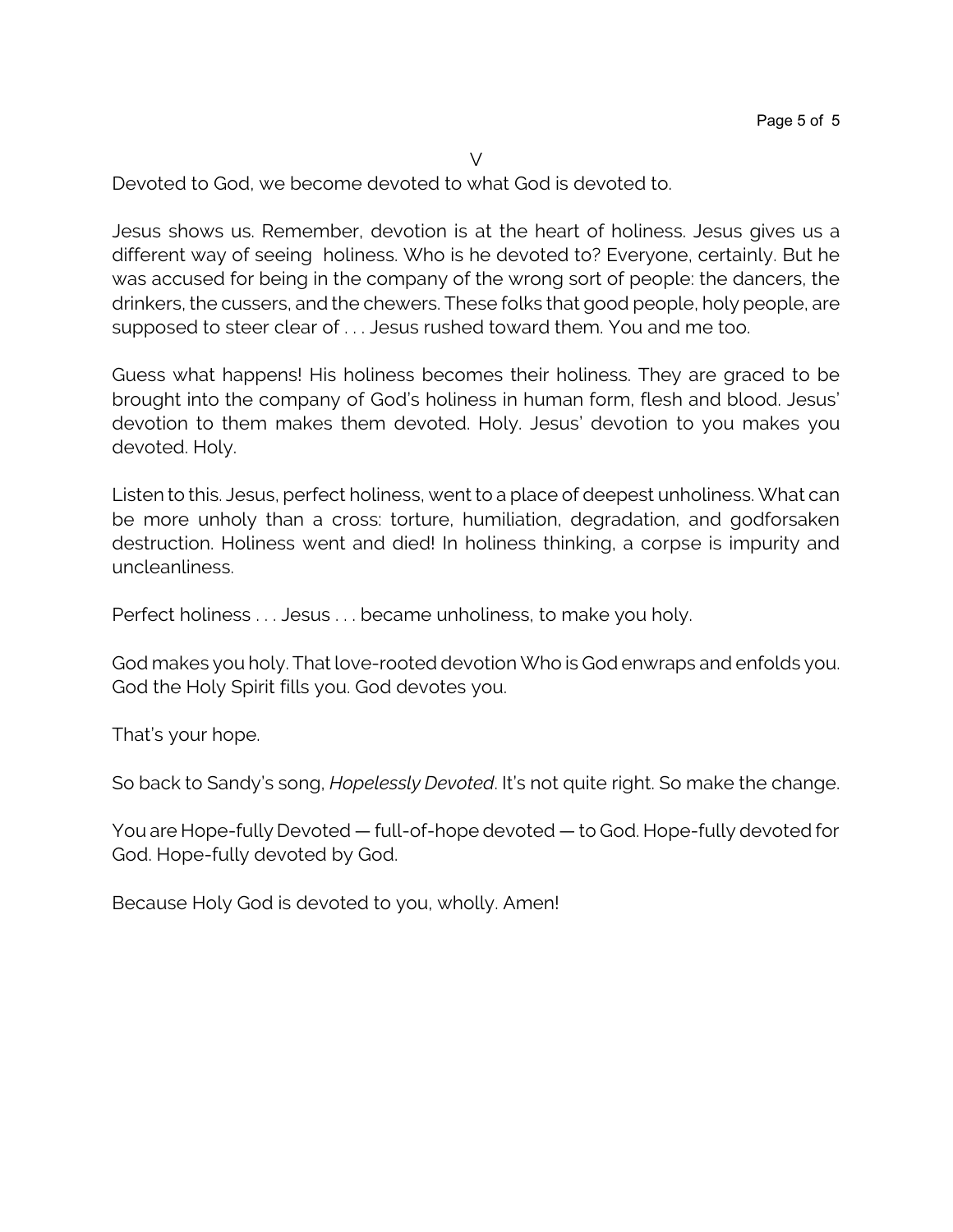V

Devoted to God, we become devoted to what God is devoted to.

Jesus shows us. Remember, devotion is at the heart of holiness. Jesus gives us a different way of seeing holiness. Who is he devoted to? Everyone, certainly. But he was accused for being in the company of the wrong sort of people: the dancers, the drinkers, the cussers, and the chewers. These folks that good people, holy people, are supposed to steer clear of . . . Jesus rushed toward them. You and me too.

Guess what happens! His holiness becomes their holiness. They are graced to be brought into the company of God's holiness in human form, flesh and blood. Jesus' devotion to them makes them devoted. Holy. Jesus' devotion to you makes you devoted. Holy.

Listen to this. Jesus, perfect holiness, went to a place of deepest unholiness. What can be more unholy than a cross: torture, humiliation, degradation, and godforsaken destruction. Holiness went and died! In holiness thinking, a corpse is impurity and uncleanliness.

Perfect holiness . . . Jesus . . . became unholiness, to make you holy.

God makes you holy. That love-rooted devotion Who is God enwraps and enfolds you. God the Holy Spirit fills you. God devotes you.

That's your hope.

So back to Sandy's song, *Hopelessly Devoted*. It's not quite right. So make the change.

You are Hope-fully Devoted — full-of-hope devoted — to God. Hope-fully devoted for God. Hope-fully devoted by God.

Because Holy God is devoted to you, wholly. Amen!